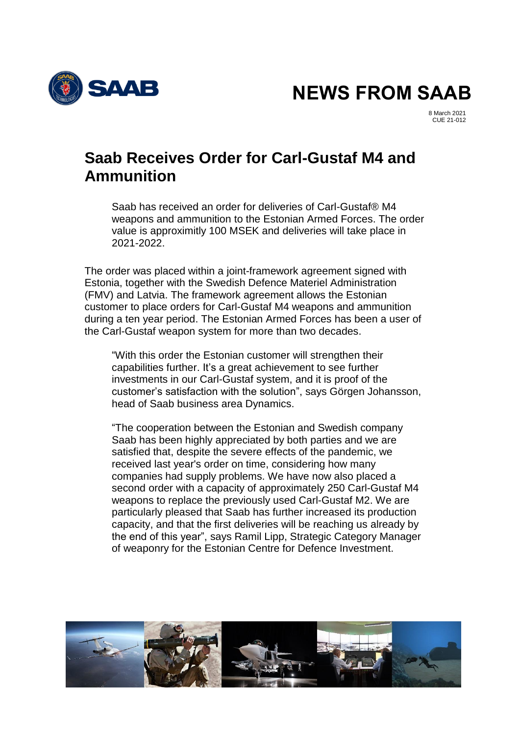# NEWS FROM SAAB

8 March 2021
CUE 21-012

## Saab Receives Order for Carl-Gustaf M4 and Ammunition

Saab has received an order for deliveries of Carl-Gustaf® M4 weapons and ammunition to the Estonian Armed Forces. The order value is approximitly 100 MSEK and deliveries will take place in 2021-2022.

The order was placed within a joint-framework agreement signed with Estonia, together with the Swedish Defence Materiel Administration (FMV) and Latvia. The framework agreement allows the Estonian customer to place orders for Carl-Gustaf M4 weapons and ammunition during a ten year period. The Estonian Armed Forces has been a user of the Carl-Gustaf weapon system for more than two decades.

"With this order the Estonian customer will strengthen their capabilities further. It's a great achievement to see further investments in our Carl-Gustaf system, and it is proof of the customer's satisfaction with the solution", says Görgen Johansson, head of Saab business area Dynamics.

"The cooperation between the Estonian and Swedish company Saab has been highly appreciated by both parties and we are satisfied that, despite the severe effects of the pandemic, we received last year's order on time, considering how many companies had supply problems. We have now also placed a second order with a capacity of approximately 250 Carl-Gustaf M4 weapons to replace the previously used Carl-Gustaf M2. We are particularly pleased that Saab has further increased its production capacity, and that the first deliveries will be reaching us already by the end of this year", says Ramil Lipp, Strategic Category Manager of weaponry for the Estonian Centre for Defence Investment.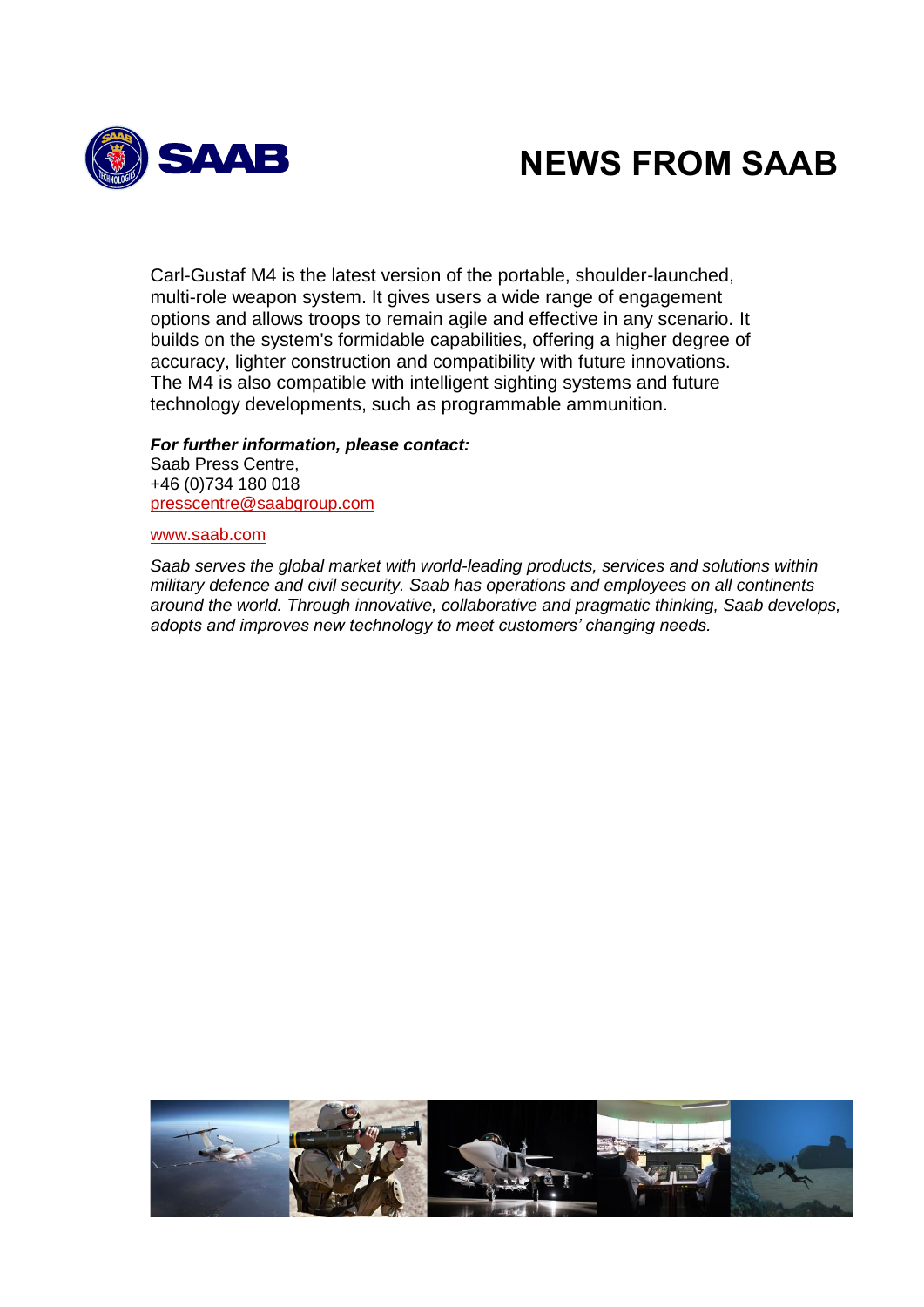Carl-Gustaf M4 is the latest version of the portable, shoulder-launched, multi-role weapon system. It gives users a wide range of engagement options and allows troops to remain agile and effective in any scenario. It builds on the system's formidable capabilities, offering a higher degree of accuracy, lighter construction and compatibility with future innovations. The M4 is also compatible with intelligent sighting systems and future technology developments, such as programmable ammunition.

***For further information, please contact:***
Saab Press Centre,
+46 (0)734 180 018
presscentre@saabgroup.com

www.saab.com

*Saab serves the global market with world-leading products, services and solutions within military defence and civil security. Saab has operations and employees on all continents around the world. Through innovative, collaborative and pragmatic thinking, Saab develops, adopts and improves new technology to meet customers' changing needs.*